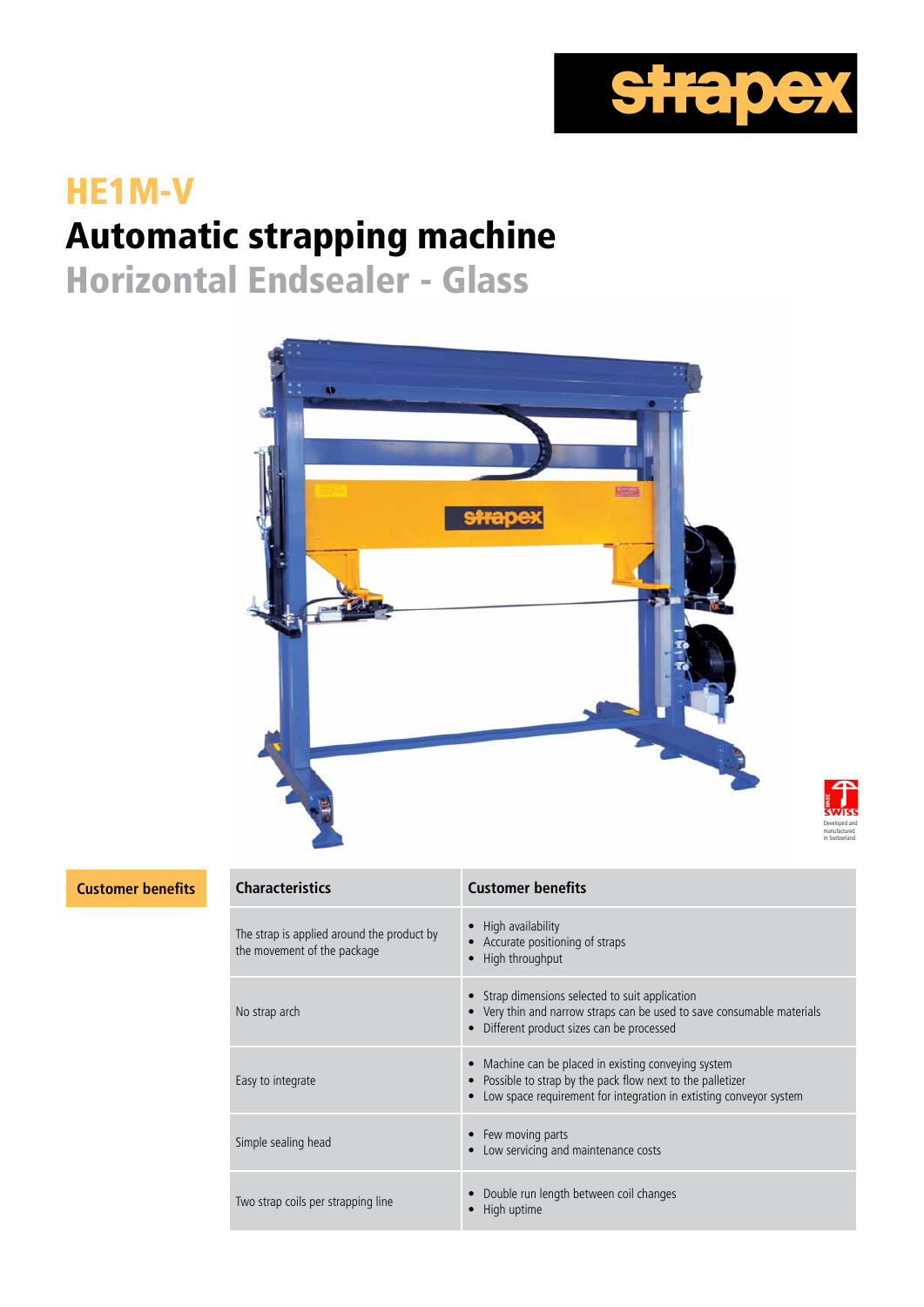strapex

# HE1M-V

# Automatic strapping machine

## Horizontal Endsealer - Glass

SWISS MADE
Developed and manufactured in Switzerland

**Customer benefits**

| Characteristics | Customer benefits |
|---|---|
| The strap is applied around the product by the movement of the package | • High availability<br>• Accurate positioning of straps<br>• High throughput |
| No strap arch | • Strap dimensions selected to suit application<br>• Very thin and narrow straps can be used to save consumable materials<br>• Different product sizes can be processed |
| Easy to integrate | • Machine can be placed in existing conveying system<br>• Possible to strap by the pack flow next to the palletizer<br>• Low space requirement for integration in extisting conveyor system |
| Simple sealing head | • Few moving parts<br>• Low servicing and maintenance costs |
| Two strap coils per strapping line | • Double run length between coil changes<br>• High uptime |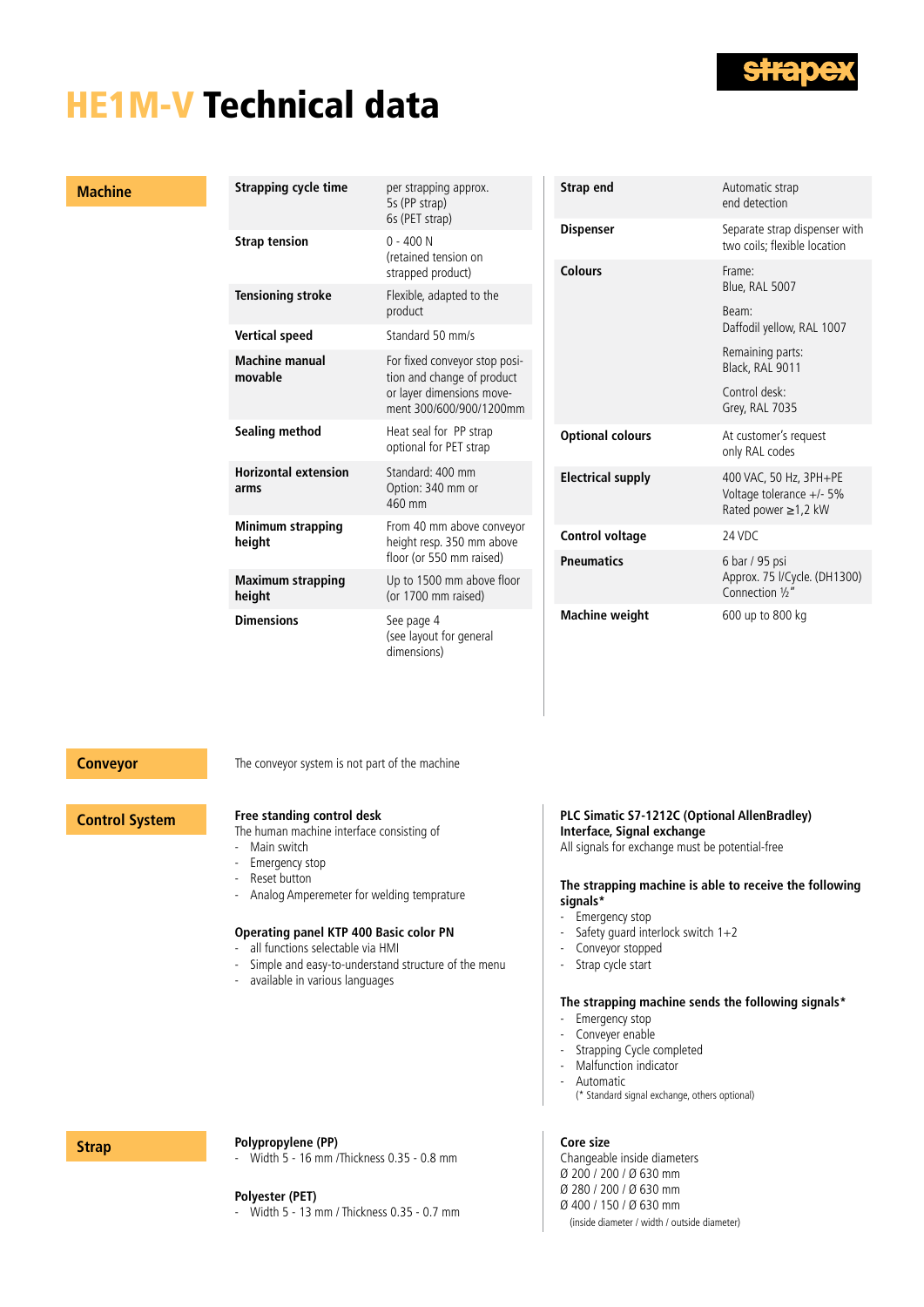# HE1M-V Technical data

## Machine

| | |
|---|---|
| **Strapping cycle time** | per strapping approx. 5s (PP strap) 6s (PET strap) |
| **Strap tension** | 0 - 400 N (retained tension on strapped product) |
| **Tensioning stroke** | Flexible, adapted to the product |
| **Vertical speed** | Standard 50 mm/s |
| **Machine manual movable** | For fixed conveyor stop position and change of product or layer dimensions movement 300/600/900/1200mm |
| **Sealing method** | Heat seal for PP strap optional for PET strap |
| **Horizontal extension arms** | Standard: 400 mm Option: 340 mm or 460 mm |
| **Minimum strapping height** | From 40 mm above conveyor height resp. 350 mm above floor (or 550 mm raised) |
| **Maximum strapping height** | Up to 1500 mm above floor (or 1700 mm raised) |
| **Dimensions** | See page 4 (see layout for general dimensions) |

| | |
|---|---|
| **Strap end** | Automatic strap end detection |
| **Dispenser** | Separate strap dispenser with two coils; flexible location |
| **Colours** | Frame: Blue, RAL 5007<br>Beam: Daffodil yellow, RAL 1007<br>Remaining parts: Black, RAL 9011<br>Control desk: Grey, RAL 7035 |
| **Optional colours** | At customer's request only RAL codes |
| **Electrical supply** | 400 VAC, 50 Hz, 3PH+PE Voltage tolerance +/- 5% Rated power ≥1,2 kW |
| **Control voltage** | 24 VDC |
| **Pneumatics** | 6 bar / 95 psi Approx. 75 l/Cycle. (DH1300) Connection ½" |
| **Machine weight** | 600 up to 800 kg |

## Conveyor

The conveyor system is not part of the machine

## Control System

**Free standing control desk**
The human machine interface consisting of
- Main switch
- Emergency stop
- Reset button
- Analog Amperemeter for welding temprature

**Operating panel KTP 400 Basic color PN**
- all functions selectable via HMI
- Simple and easy-to-understand structure of the menu
- available in various languages

**PLC Simatic S7-1212C (Optional AllenBradley)**
**Interface, Signal exchange**
All signals for exchange must be potential-free

**The strapping machine is able to receive the following signals***
- Emergency stop
- Safety guard interlock switch 1+2
- Conveyor stopped
- Strap cycle start

**The strapping machine sends the following signals***
- Emergency stop
- Conveyer enable
- Strapping Cycle completed
- Malfunction indicator
- Automatic

(* Standard signal exchange, others optional)

## Strap

**Polypropylene (PP)**
- Width 5 - 16 mm /Thickness 0.35 - 0.8 mm

**Polyester (PET)**
- Width 5 - 13 mm / Thickness 0.35 - 0.7 mm

**Core size**
Changeable inside diameters
Ø 200 / 200 / Ø 630 mm
Ø 280 / 200 / Ø 630 mm
Ø 400 / 150 / Ø 630 mm
(inside diameter / width / outside diameter)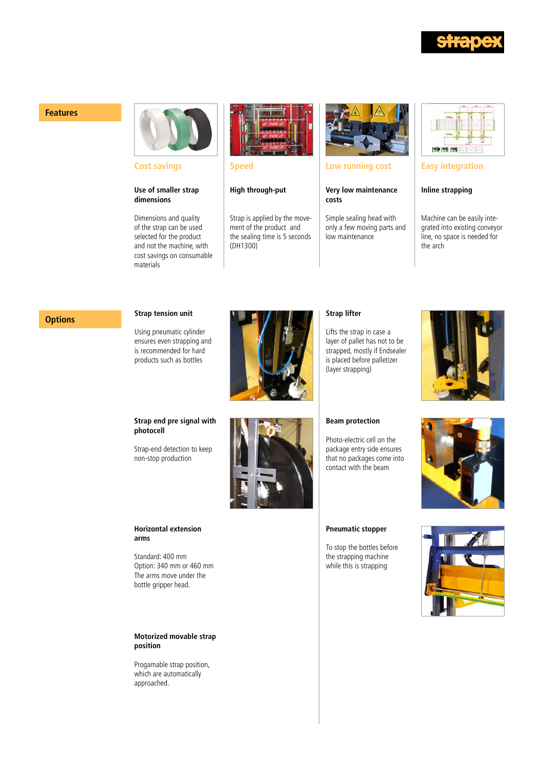## Features

### Cost savings

**Use of smaller strap dimensions**

Dimensions and quality of the strap can be used selected for the product and not the machine, with cost savings on consumable materials

### Speed

**High through-put**

Strap is applied by the movement of the product and the sealing time is 5 seconds (DH1300)

### Low running cost

**Very low maintenance costs**

Simple sealing head with only a few moving parts and low maintenance

### Easy integration

**Inline strapping**

Machine can be easily integrated into existing conveyor line, no space is needed for the arch

## Options

**Strap tension unit**

Using pneumatic cylinder ensures even strapping and is recommended for hard products such as bottles

**Strap lifter**

Lifts the strap in case a layer of pallet has not to be strapped, mostly if Endsealer is placed before palletizer (layer strapping)

**Strap end pre signal with photocell**

Strap-end detection to keep non-stop production

**Beam protection**

Photo-electric cell on the package entry side ensures that no packages come into contact with the beam

**Horizontal extension arms**

Standard: 400 mm
Option: 340 mm or 460 mm
The arms move under the bottle gripper head.

**Pneumatic stopper**

To stop the bottles before the strapping machine while this is strapping

**Motorized movable strap position**

Progamable strap position, which are automatically approached.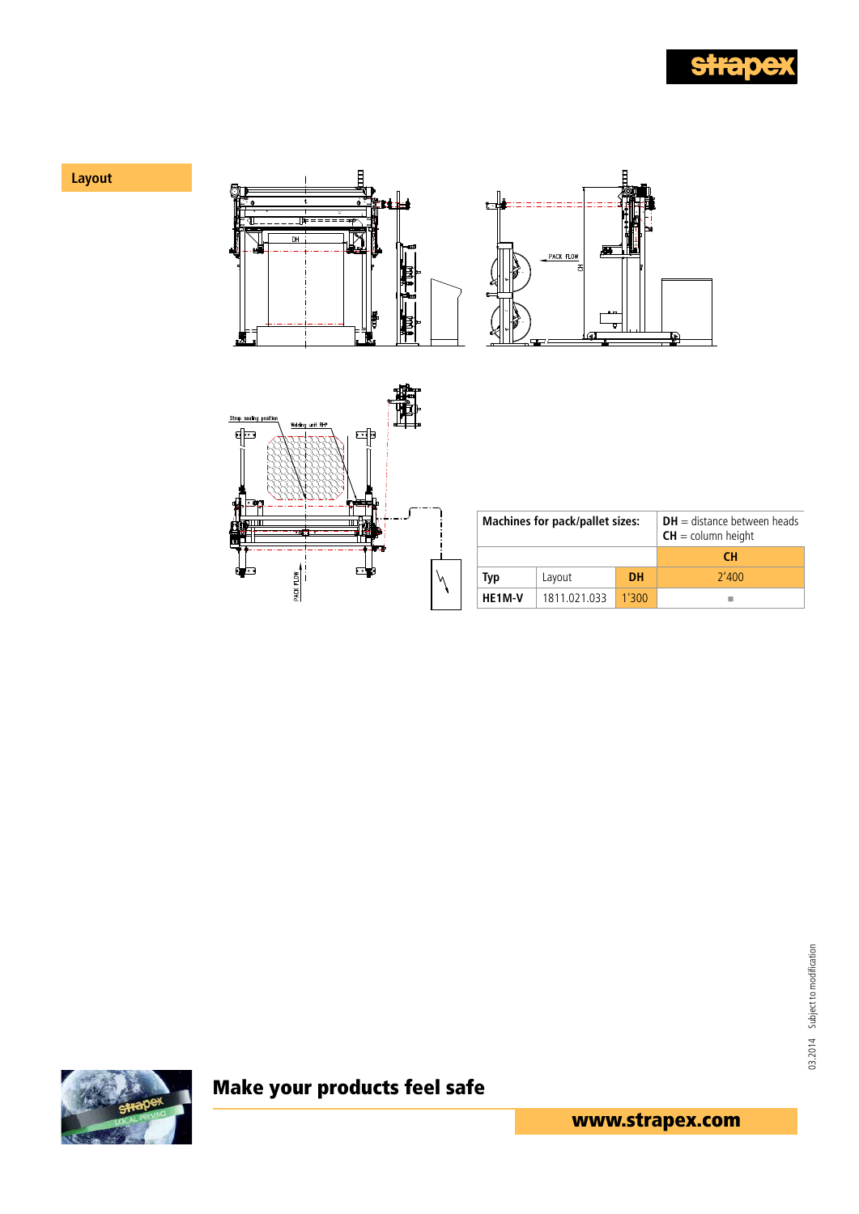## Layout

DH

PACK FLOW

CH

Strap sealing position

Welding unit RH*

PACK FLOW

| Machines for pack/pallet sizes: | | | DH = distance between heads<br>CH = column height |
|---|---|---|---|
| | | | CH |
| Typ | Layout | DH | 2'400 |
| HE1M-V | 1811.021.033 | 1'300 | ■ |

03.2014 Subject to modification

**Make your products feel safe**

**www.strapex.com**